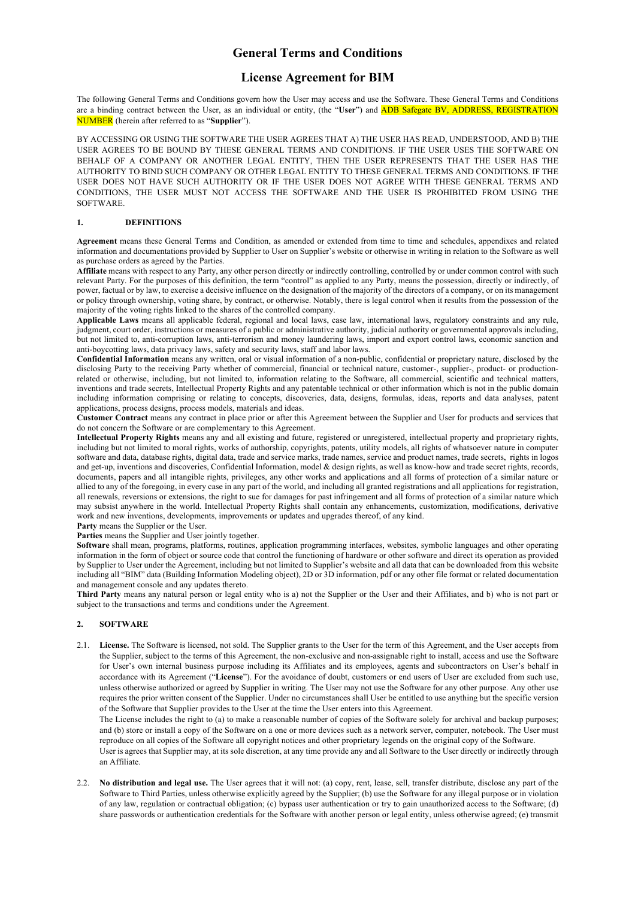# General Terms and Conditions

## License Agreement for BIM

The following General Terms and Conditions govern how the User may access and use the Software. These General Terms and Conditions are a binding contract between the User, as an individual or entity, (the "**User**") and ADB Safegate BV, ADDRESS, REGISTRATION NUMBER (herein after referred to as "**Supplier**").

BY ACCESSING OR USING THE SOFTWARE THE USER AGREES THAT A) THE USER HAS READ, UNDERSTOOD, AND B) THE USER AGREES TO BE BOUND BY THESE GENERAL TERMS AND CONDITIONS. IF THE USER USES THE SOFTWARE ON BEHALF OF A COMPANY OR ANOTHER LEGAL ENTITY, THEN THE USER REPRESENTS THAT THE USER HAS THE AUTHORITY TO BIND SUCH COMPANY OR OTHER LEGAL ENTITY TO THESE GENERAL TERMS AND CONDITIONS. IF THE USER DOES NOT HAVE SUCH AUTHORITY OR IF THE USER DOES NOT AGREE WITH THESE GENERAL TERMS AND CONDITIONS, THE USER MUST NOT ACCESS THE SOFTWARE AND THE USER IS PROHIBITED FROM USING THE SOFTWARE.

### 1. DEFINITIONS

**Agreement** means these General Terms and Condition, as amended or extended from time to time and schedules, appendixes and related information and documentations provided by Supplier to User on Supplier's website or otherwise in writing in relation to the Software as well as purchase orders as agreed by the Parties.

**Affiliate** means with respect to any Party, any other person directly or indirectly controlling, controlled by or under common control with such relevant Party. For the purposes of this definition, the term "control" as applied to any Party, means the possession, directly or indirectly, of power, factual or by law, to exercise a decisive influence on the designation of the majority of the directors of a company, or on its management or policy through ownership, voting share, by contract, or otherwise. Notably, there is legal control when it results from the possession of the majority of the voting rights linked to the shares of the controlled company.

**Applicable Laws** means all applicable federal, regional and local laws, case law, international laws, regulatory constraints and any rule, judgment, court order, instructions or measures of a public or administrative authority, judicial authority or governmental approvals including, but not limited to, anti-corruption laws, anti-terrorism and money laundering laws, import and export control laws, economic sanction and anti-boycotting laws, data privacy laws, safety and security laws, staff and labor laws.

**Confidential Information** means any written, oral or visual information of a non-public, confidential or proprietary nature, disclosed by the disclosing Party to the receiving Party whether of commercial, financial or technical nature, customer-, supplier-, product- or production-related or otherwise, including, but not limited to, information relating to the Software, all commercial, scientific and technical matters, inventions and trade secrets, Intellectual Property Rights and any patentable technical or other information which is not in the public domain including information comprising or relating to concepts, discoveries, data, designs, formulas, ideas, reports and data analyses, patent applications, process designs, process models, materials and ideas.

**Customer Contract** means any contract in place prior or after this Agreement between the Supplier and User for products and services that do not concern the Software or are complementary to this Agreement.

**Intellectual Property Rights** means any and all existing and future, registered or unregistered, intellectual property and proprietary rights, including but not limited to moral rights, works of authorship, copyrights, patents, utility models, all rights of whatsoever nature in computer software and data, database rights, digital data, trade and service marks, trade names, service and product names, trade secrets, rights in logos and get-up, inventions and discoveries, Confidential Information, model & design rights, as well as know-how and trade secret rights, records, documents, papers and all intangible rights, privileges, any other works and applications and all forms of protection of a similar nature or allied to any of the foregoing, in every case in any part of the world, and including all granted registrations and all applications for registration, all renewals, reversions or extensions, the right to sue for damages for past infringement and all forms of protection of a similar nature which may subsist anywhere in the world. Intellectual Property Rights shall contain any enhancements, customization, modifications, derivative work and new inventions, developments, improvements or updates and upgrades thereof, of any kind.

**Party** means the Supplier or the User.

**Parties** means the Supplier and User jointly together.

**Software** shall mean, programs, platforms, routines, application programming interfaces, websites, symbolic languages and other operating information in the form of object or source code that control the functioning of hardware or other software and direct its operation as provided by Supplier to User under the Agreement, including but not limited to Supplier's website and all data that can be downloaded from this website including all "BIM" data (Building Information Modeling object), 2D or 3D information, pdf or any other file format or related documentation and management console and any updates thereto.

**Third Party** means any natural person or legal entity who is a) not the Supplier or the User and their Affiliates, and b) who is not part or subject to the transactions and terms and conditions under the Agreement.

### 2. SOFTWARE

2.1. **License.** The Software is licensed, not sold. The Supplier grants to the User for the term of this Agreement, and the User accepts from the Supplier, subject to the terms of this Agreement, the non-exclusive and non-assignable right to install, access and use the Software for User's own internal business purpose including its Affiliates and its employees, agents and subcontractors on User's behalf in accordance with its Agreement ("**License**"). For the avoidance of doubt, customers or end users of User are excluded from such use, unless otherwise authorized or agreed by Supplier in writing. The User may not use the Software for any other purpose. Any other use requires the prior written consent of the Supplier. Under no circumstances shall User be entitled to use anything but the specific version of the Software that Supplier provides to the User at the time the User enters into this Agreement.

The License includes the right to (a) to make a reasonable number of copies of the Software solely for archival and backup purposes; and (b) store or install a copy of the Software on a one or more devices such as a network server, computer, notebook. The User must reproduce on all copies of the Software all copyright notices and other proprietary legends on the original copy of the Software.

User is agrees that Supplier may, at its sole discretion, at any time provide any and all Software to the User directly or indirectly through an Affiliate.

2.2. **No distribution and legal use.** The User agrees that it will not: (a) copy, rent, lease, sell, transfer distribute, disclose any part of the Software to Third Parties, unless otherwise explicitly agreed by the Supplier; (b) use the Software for any illegal purpose or in violation of any law, regulation or contractual obligation; (c) bypass user authentication or try to gain unauthorized access to the Software; (d) share passwords or authentication credentials for the Software with another person or legal entity, unless otherwise agreed; (e) transmit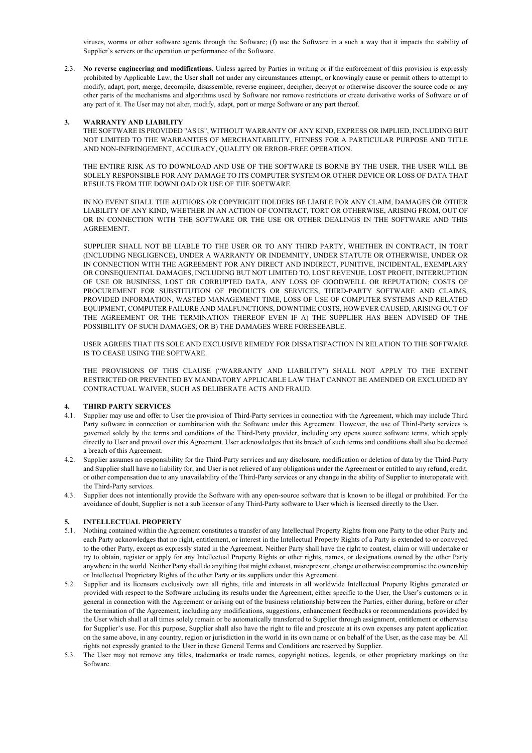viruses, worms or other software agents through the Software; (f) use the Software in a such a way that it impacts the stability of Supplier's servers or the operation or performance of the Software.

2.3. **No reverse engineering and modifications.** Unless agreed by Parties in writing or if the enforcement of this provision is expressly prohibited by Applicable Law, the User shall not under any circumstances attempt, or knowingly cause or permit others to attempt to modify, adapt, port, merge, decompile, disassemble, reverse engineer, decipher, decrypt or otherwise discover the source code or any other parts of the mechanisms and algorithms used by Software nor remove restrictions or create derivative works of Software or of any part of it. The User may not alter, modify, adapt, port or merge Software or any part thereof.

## 3. WARRANTY AND LIABILITY

THE SOFTWARE IS PROVIDED "AS IS", WITHOUT WARRANTY OF ANY KIND, EXPRESS OR IMPLIED, INCLUDING BUT NOT LIMITED TO THE WARRANTIES OF MERCHANTABILITY, FITNESS FOR A PARTICULAR PURPOSE AND TITLE AND NON-INFRINGEMENT, ACCURACY, QUALITY OR ERROR-FREE OPERATION.

THE ENTIRE RISK AS TO DOWNLOAD AND USE OF THE SOFTWARE IS BORNE BY THE USER. THE USER WILL BE SOLELY RESPONSIBLE FOR ANY DAMAGE TO ITS COMPUTER SYSTEM OR OTHER DEVICE OR LOSS OF DATA THAT RESULTS FROM THE DOWNLOAD OR USE OF THE SOFTWARE.

IN NO EVENT SHALL THE AUTHORS OR COPYRIGHT HOLDERS BE LIABLE FOR ANY CLAIM, DAMAGES OR OTHER LIABILITY OF ANY KIND, WHETHER IN AN ACTION OF CONTRACT, TORT OR OTHERWISE, ARISING FROM, OUT OF OR IN CONNECTION WITH THE SOFTWARE OR THE USE OR OTHER DEALINGS IN THE SOFTWARE AND THIS AGREEMENT.

SUPPLIER SHALL NOT BE LIABLE TO THE USER OR TO ANY THIRD PARTY, WHETHER IN CONTRACT, IN TORT (INCLUDING NEGLIGENCE), UNDER A WARRANTY OR INDEMNITY, UNDER STATUTE OR OTHERWISE, UNDER OR IN CONNECTION WITH THE AGREEMENT FOR ANY DIRECT AND INDIRECT, PUNITIVE, INCIDENTAL, EXEMPLARY OR CONSEQUENTIAL DAMAGES, INCLUDING BUT NOT LIMITED TO, LOST REVENUE, LOST PROFIT, INTERRUPTION OF USE OR BUSINESS, LOST OR CORRUPTED DATA, ANY LOSS OF GOODWEILL OR REPUTATION; COSTS OF PROCUREMENT FOR SUBSTITUTION OF PRODUCTS OR SERVICES, THIRD-PARTY SOFTWARE AND CLAIMS, PROVIDED INFORMATION, WASTED MANAGEMENT TIME, LOSS OF USE OF COMPUTER SYSTEMS AND RELATED EQUIPMENT, COMPUTER FAILURE AND MALFUNCTIONS, DOWNTIME COSTS, HOWEVER CAUSED, ARISING OUT OF THE AGREEMENT OR THE TERMINATION THEREOF EVEN IF A) THE SUPPLIER HAS BEEN ADVISED OF THE POSSIBILITY OF SUCH DAMAGES; OR B) THE DAMAGES WERE FORESEEABLE.

USER AGREES THAT ITS SOLE AND EXCLUSIVE REMEDY FOR DISSATISFACTION IN RELATION TO THE SOFTWARE IS TO CEASE USING THE SOFTWARE.

THE PROVISIONS OF THIS CLAUSE ("WARRANTY AND LIABILITY") SHALL NOT APPLY TO THE EXTENT RESTRICTED OR PREVENTED BY MANDATORY APPLICABLE LAW THAT CANNOT BE AMENDED OR EXCLUDED BY CONTRACTUAL WAIVER, SUCH AS DELIBERATE ACTS AND FRAUD.

## 4. THIRD PARTY SERVICES

4.1. Supplier may use and offer to User the provision of Third-Party services in connection with the Agreement, which may include Third Party software in connection or combination with the Software under this Agreement. However, the use of Third-Party services is governed solely by the terms and conditions of the Third-Party provider, including any opens source software terms, which apply directly to User and prevail over this Agreement. User acknowledges that its breach of such terms and conditions shall also be deemed a breach of this Agreement.

4.2. Supplier assumes no responsibility for the Third-Party services and any disclosure, modification or deletion of data by the Third-Party and Supplier shall have no liability for, and User is not relieved of any obligations under the Agreement or entitled to any refund, credit, or other compensation due to any unavailability of the Third-Party services or any change in the ability of Supplier to interoperate with the Third-Party services.

4.3. Supplier does not intentionally provide the Software with any open-source software that is known to be illegal or prohibited. For the avoidance of doubt, Supplier is not a sub licensor of any Third-Party software to User which is licensed directly to the User.

## 5. INTELLECTUAL PROPERTY

5.1. Nothing contained within the Agreement constitutes a transfer of any Intellectual Property Rights from one Party to the other Party and each Party acknowledges that no right, entitlement, or interest in the Intellectual Property Rights of a Party is extended to or conveyed to the other Party, except as expressly stated in the Agreement. Neither Party shall have the right to contest, claim or will undertake or try to obtain, register or apply for any Intellectual Property Rights or other rights, names, or designations owned by the other Party anywhere in the world. Neither Party shall do anything that might exhaust, misrepresent, change or otherwise compromise the ownership or Intellectual Proprietary Rights of the other Party or its suppliers under this Agreement.

5.2. Supplier and its licensors exclusively own all rights, title and interests in all worldwide Intellectual Property Rights generated or provided with respect to the Software including its results under the Agreement, either specific to the User, the User's customers or in general in connection with the Agreement or arising out of the business relationship between the Parties, either during, before or after the termination of the Agreement, including any modifications, suggestions, enhancement feedbacks or recommendations provided by the User which shall at all times solely remain or be automatically transferred to Supplier through assignment, entitlement or otherwise for Supplier's use. For this purpose, Supplier shall also have the right to file and prosecute at its own expenses any patent application on the same above, in any country, region or jurisdiction in the world in its own name or on behalf of the User, as the case may be. All rights not expressly granted to the User in these General Terms and Conditions are reserved by Supplier.

5.3. The User may not remove any titles, trademarks or trade names, copyright notices, legends, or other proprietary markings on the Software.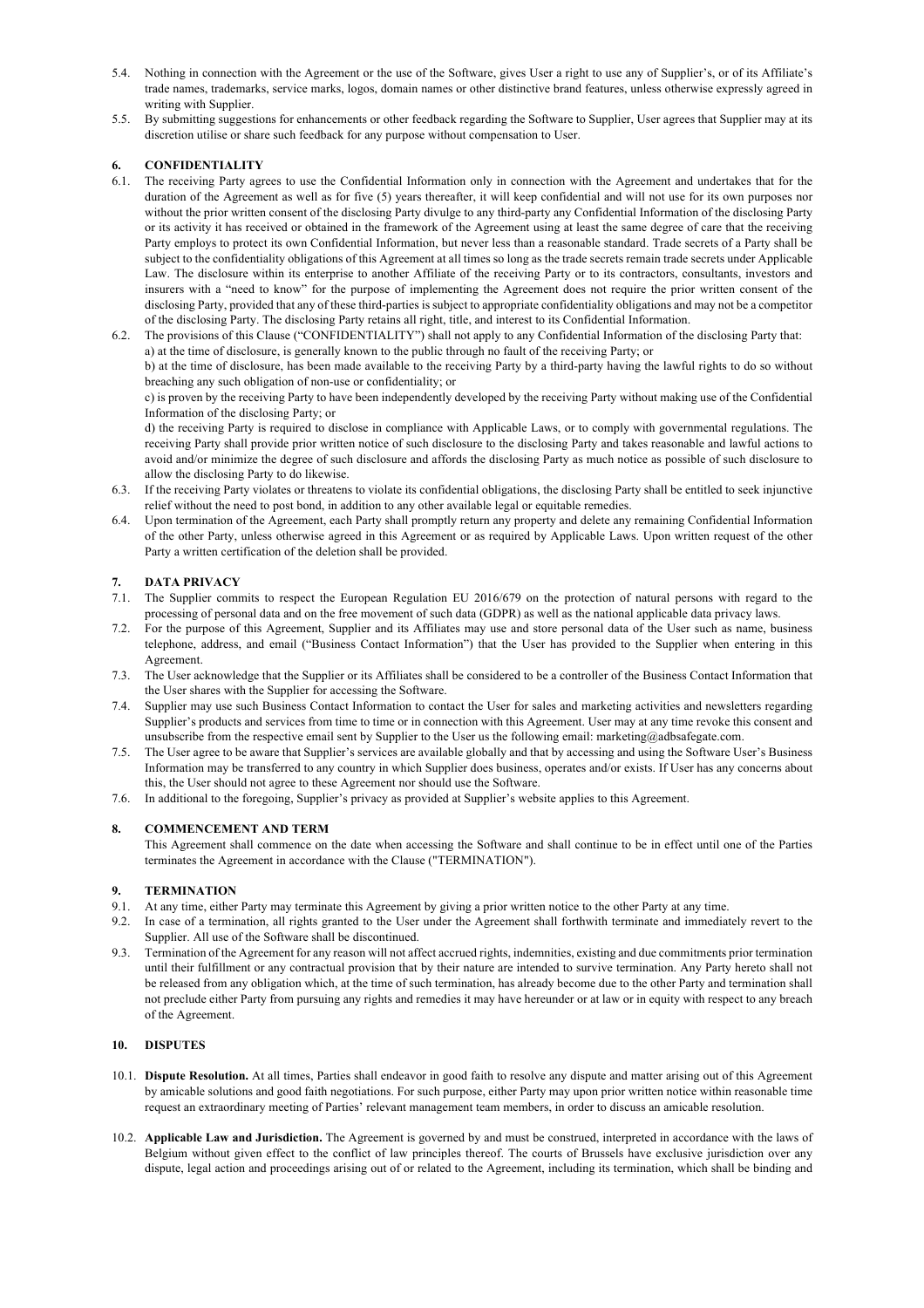5.4. Nothing in connection with the Agreement or the use of the Software, gives User a right to use any of Supplier's, or of its Affiliate's trade names, trademarks, service marks, logos, domain names or other distinctive brand features, unless otherwise expressly agreed in writing with Supplier.

5.5. By submitting suggestions for enhancements or other feedback regarding the Software to Supplier, User agrees that Supplier may at its discretion utilise or share such feedback for any purpose without compensation to User.

## 6. CONFIDENTIALITY

6.1. The receiving Party agrees to use the Confidential Information only in connection with the Agreement and undertakes that for the duration of the Agreement as well as for five (5) years thereafter, it will keep confidential and will not use for its own purposes nor without the prior written consent of the disclosing Party divulge to any third-party any Confidential Information of the disclosing Party or its activity it has received or obtained in the framework of the Agreement using at least the same degree of care that the receiving Party employs to protect its own Confidential Information, but never less than a reasonable standard. Trade secrets of a Party shall be subject to the confidentiality obligations of this Agreement at all times so long as the trade secrets remain trade secrets under Applicable Law. The disclosure within its enterprise to another Affiliate of the receiving Party or to its contractors, consultants, investors and insurers with a "need to know" for the purpose of implementing the Agreement does not require the prior written consent of the disclosing Party, provided that any of these third-parties is subject to appropriate confidentiality obligations and may not be a competitor of the disclosing Party. The disclosing Party retains all right, title, and interest to its Confidential Information.

6.2. The provisions of this Clause ("CONFIDENTIALITY") shall not apply to any Confidential Information of the disclosing Party that:

a) at the time of disclosure, is generally known to the public through no fault of the receiving Party; or

b) at the time of disclosure, has been made available to the receiving Party by a third-party having the lawful rights to do so without breaching any such obligation of non-use or confidentiality; or

c) is proven by the receiving Party to have been independently developed by the receiving Party without making use of the Confidential Information of the disclosing Party; or

d) the receiving Party is required to disclose in compliance with Applicable Laws, or to comply with governmental regulations. The receiving Party shall provide prior written notice of such disclosure to the disclosing Party and takes reasonable and lawful actions to avoid and/or minimize the degree of such disclosure and affords the disclosing Party as much notice as possible of such disclosure to allow the disclosing Party to do likewise.

6.3. If the receiving Party violates or threatens to violate its confidential obligations, the disclosing Party shall be entitled to seek injunctive relief without the need to post bond, in addition to any other available legal or equitable remedies.

6.4. Upon termination of the Agreement, each Party shall promptly return any property and delete any remaining Confidential Information of the other Party, unless otherwise agreed in this Agreement or as required by Applicable Laws. Upon written request of the other Party a written certification of the deletion shall be provided.

## 7. DATA PRIVACY

7.1. The Supplier commits to respect the European Regulation EU 2016/679 on the protection of natural persons with regard to the processing of personal data and on the free movement of such data (GDPR) as well as the national applicable data privacy laws.

7.2. For the purpose of this Agreement, Supplier and its Affiliates may use and store personal data of the User such as name, business telephone, address, and email ("Business Contact Information") that the User has provided to the Supplier when entering in this Agreement.

7.3. The User acknowledge that the Supplier or its Affiliates shall be considered to be a controller of the Business Contact Information that the User shares with the Supplier for accessing the Software.

7.4. Supplier may use such Business Contact Information to contact the User for sales and marketing activities and newsletters regarding Supplier's products and services from time to time or in connection with this Agreement. User may at any time revoke this consent and unsubscribe from the respective email sent by Supplier to the User us the following email: marketing@adbsafegate.com.

7.5. The User agree to be aware that Supplier's services are available globally and that by accessing and using the Software User's Business Information may be transferred to any country in which Supplier does business, operates and/or exists. If User has any concerns about this, the User should not agree to these Agreement nor should use the Software.

7.6. In additional to the foregoing, Supplier's privacy as provided at Supplier's website applies to this Agreement.

## 8. COMMENCEMENT AND TERM

This Agreement shall commence on the date when accessing the Software and shall continue to be in effect until one of the Parties terminates the Agreement in accordance with the Clause ("TERMINATION").

## 9. TERMINATION

9.1. At any time, either Party may terminate this Agreement by giving a prior written notice to the other Party at any time.

9.2. In case of a termination, all rights granted to the User under the Agreement shall forthwith terminate and immediately revert to the Supplier. All use of the Software shall be discontinued.

9.3. Termination of the Agreement for any reason will not affect accrued rights, indemnities, existing and due commitments prior termination until their fulfillment or any contractual provision that by their nature are intended to survive termination. Any Party hereto shall not be released from any obligation which, at the time of such termination, has already become due to the other Party and termination shall not preclude either Party from pursuing any rights and remedies it may have hereunder or at law or in equity with respect to any breach of the Agreement.

## 10. DISPUTES

10.1. **Dispute Resolution.** At all times, Parties shall endeavor in good faith to resolve any dispute and matter arising out of this Agreement by amicable solutions and good faith negotiations. For such purpose, either Party may upon prior written notice within reasonable time request an extraordinary meeting of Parties' relevant management team members, in order to discuss an amicable resolution.

10.2. **Applicable Law and Jurisdiction.** The Agreement is governed by and must be construed, interpreted in accordance with the laws of Belgium without given effect to the conflict of law principles thereof. The courts of Brussels have exclusive jurisdiction over any dispute, legal action and proceedings arising out of or related to the Agreement, including its termination, which shall be binding and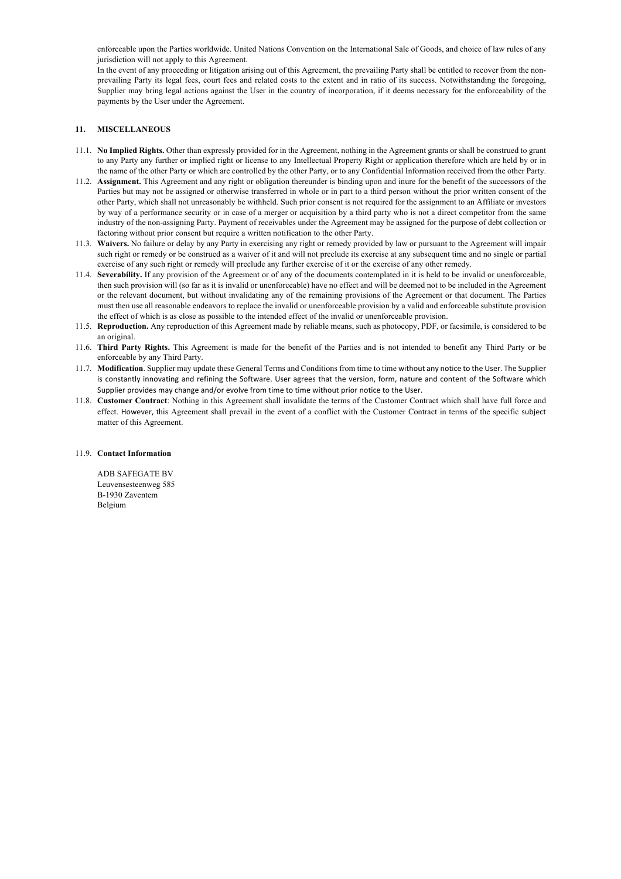enforceable upon the Parties worldwide. United Nations Convention on the International Sale of Goods, and choice of law rules of any jurisdiction will not apply to this Agreement.

In the event of any proceeding or litigation arising out of this Agreement, the prevailing Party shall be entitled to recover from the non-prevailing Party its legal fees, court fees and related costs to the extent and in ratio of its success. Notwithstanding the foregoing, Supplier may bring legal actions against the User in the country of incorporation, if it deems necessary for the enforceability of the payments by the User under the Agreement.

## 11. MISCELLANEOUS

11.1. **No Implied Rights.** Other than expressly provided for in the Agreement, nothing in the Agreement grants or shall be construed to grant to any Party any further or implied right or license to any Intellectual Property Right or application therefore which are held by or in the name of the other Party or which are controlled by the other Party, or to any Confidential Information received from the other Party.

11.2. **Assignment.** This Agreement and any right or obligation thereunder is binding upon and inure for the benefit of the successors of the Parties but may not be assigned or otherwise transferred in whole or in part to a third person without the prior written consent of the other Party, which shall not unreasonably be withheld. Such prior consent is not required for the assignment to an Affiliate or investors by way of a performance security or in case of a merger or acquisition by a third party who is not a direct competitor from the same industry of the non-assigning Party. Payment of receivables under the Agreement may be assigned for the purpose of debt collection or factoring without prior consent but require a written notification to the other Party.

11.3. **Waivers.** No failure or delay by any Party in exercising any right or remedy provided by law or pursuant to the Agreement will impair such right or remedy or be construed as a waiver of it and will not preclude its exercise at any subsequent time and no single or partial exercise of any such right or remedy will preclude any further exercise of it or the exercise of any other remedy.

11.4. **Severability.** If any provision of the Agreement or of any of the documents contemplated in it is held to be invalid or unenforceable, then such provision will (so far as it is invalid or unenforceable) have no effect and will be deemed not to be included in the Agreement or the relevant document, but without invalidating any of the remaining provisions of the Agreement or that document. The Parties must then use all reasonable endeavors to replace the invalid or unenforceable provision by a valid and enforceable substitute provision the effect of which is as close as possible to the intended effect of the invalid or unenforceable provision.

11.5. **Reproduction.** Any reproduction of this Agreement made by reliable means, such as photocopy, PDF, or facsimile, is considered to be an original.

11.6. **Third Party Rights.** This Agreement is made for the benefit of the Parties and is not intended to benefit any Third Party or be enforceable by any Third Party.

11.7. **Modification**. Supplier may update these General Terms and Conditions from time to time without any notice to the User. The Supplier is constantly innovating and refining the Software. User agrees that the version, form, nature and content of the Software which Supplier provides may change and/or evolve from time to time without prior notice to the User.

11.8. **Customer Contract**: Nothing in this Agreement shall invalidate the terms of the Customer Contract which shall have full force and effect. However, this Agreement shall prevail in the event of a conflict with the Customer Contract in terms of the specific subject matter of this Agreement.

11.9. **Contact Information**

ADB SAFEGATE BV
Leuvensesteenweg 585
B-1930 Zaventem
Belgium